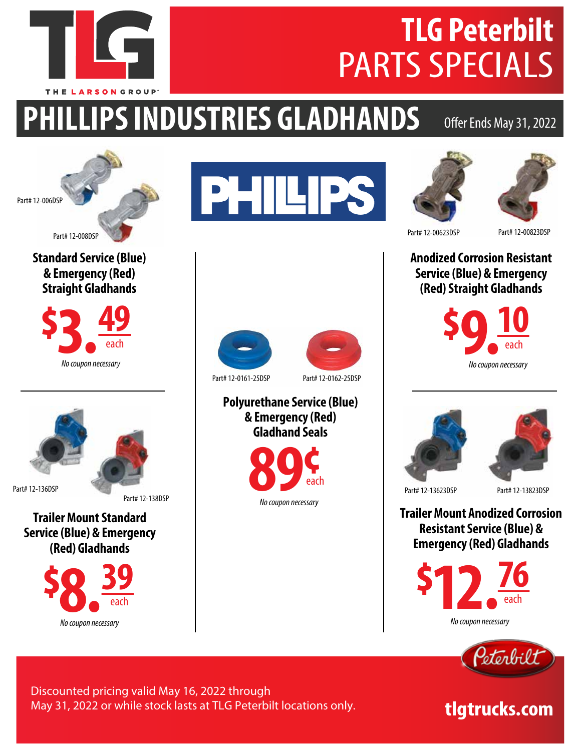THE LARSON GROUP

# TLG Peterbilt PARTS SPECIALS

## PHILLIPS INDUSTRIES GLADHANDS

Offer Ends May 31, 2022

PHILLIPS

Part# 12-006DSP

Part# 12-008DSP

### Standard Service (Blue) & Emergency (Red) Straight Gladhands

**$3.49** each

*No coupon necessary*

Part# 12-136DSP

Part# 12-138DSP

### Trailer Mount Standard Service (Blue) & Emergency (Red) Gladhands

**$8.39** each

*No coupon necessary*

Part# 12-0161-25DSP

Part# 12-0162-25DSP

### Polyurethane Service (Blue) & Emergency (Red) Gladhand Seals

**89¢** each

*No coupon necessary*

Part# 12-00623DSP

Part# 12-00823DSP

### Anodized Corrosion Resistant Service (Blue) & Emergency (Red) Straight Gladhands

**$9.10** each

*No coupon necessary*

Part# 12-13623DSP

Part# 12-13823DSP

### Trailer Mount Anodized Corrosion Resistant Service (Blue) & Emergency (Red) Gladhands

**$12.76** each

*No coupon necessary*

Peterbilt

Discounted pricing valid May 16, 2022 through May 31, 2022 or while stock lasts at TLG Peterbilt locations only.

**tlgtrucks.com**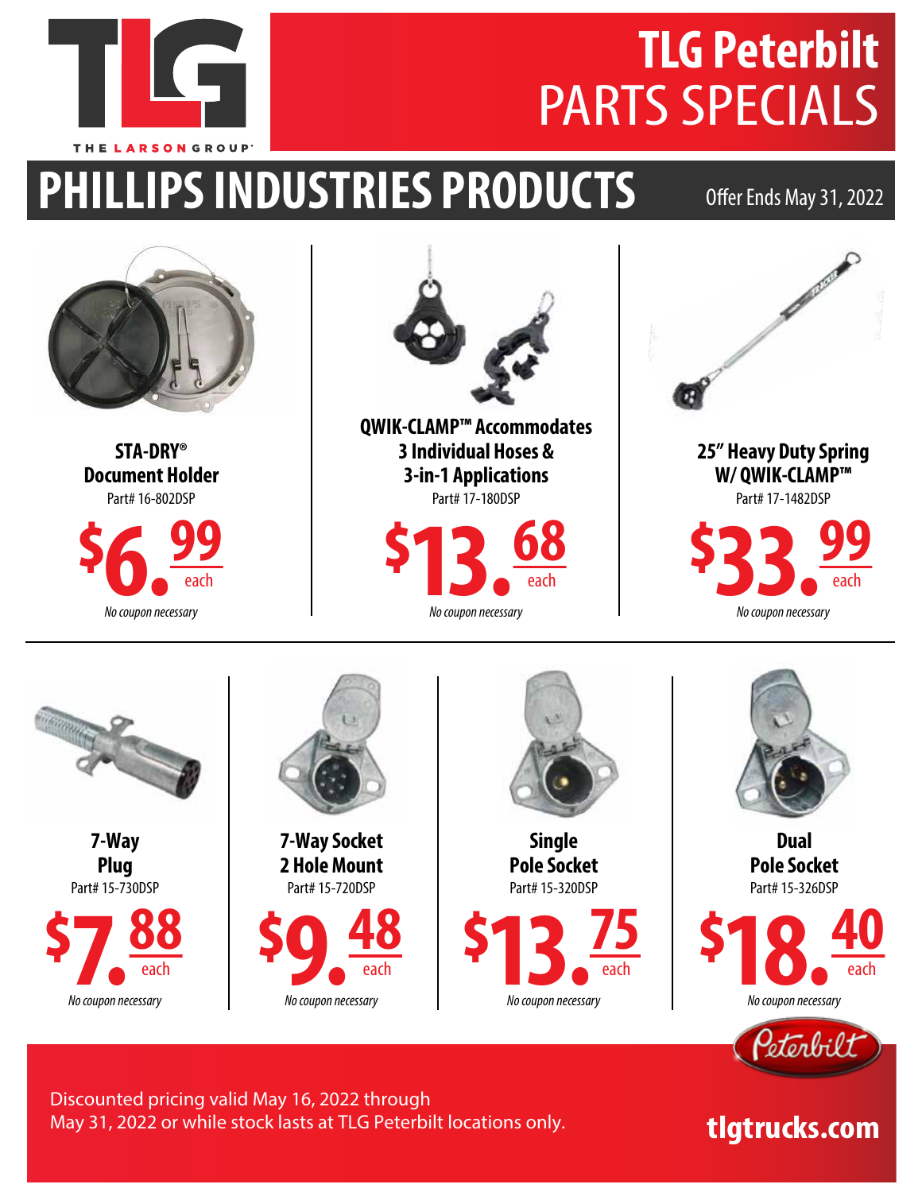THE LARSON GROUP

# TLG Peterbilt PARTS SPECIALS

## PHILLIPS INDUSTRIES PRODUCTS

Offer Ends May 31, 2022

**STA-DRY® Document Holder**
Part# 16-802DSP
$6.99 each
*No coupon necessary*

**QWIK-CLAMP™ Accommodates 3 Individual Hoses & 3-in-1 Applications**
Part# 17-180DSP
$13.68 each
*No coupon necessary*

**25" Heavy Duty Spring W/ QWIK-CLAMP™**
Part# 17-1482DSP
$33.99 each
*No coupon necessary*

**7-Way Plug**
Part# 15-730DSP
$7.88 each
*No coupon necessary*

**7-Way Socket 2 Hole Mount**
Part# 15-720DSP
$9.48 each
*No coupon necessary*

**Single Pole Socket**
Part# 15-320DSP
$13.75 each
*No coupon necessary*

**Dual Pole Socket**
Part# 15-326DSP
$18.40 each
*No coupon necessary*

Discounted pricing valid May 16, 2022 through May 31, 2022 or while stock lasts at TLG Peterbilt locations only.

Peterbilt

**tlgtrucks.com**